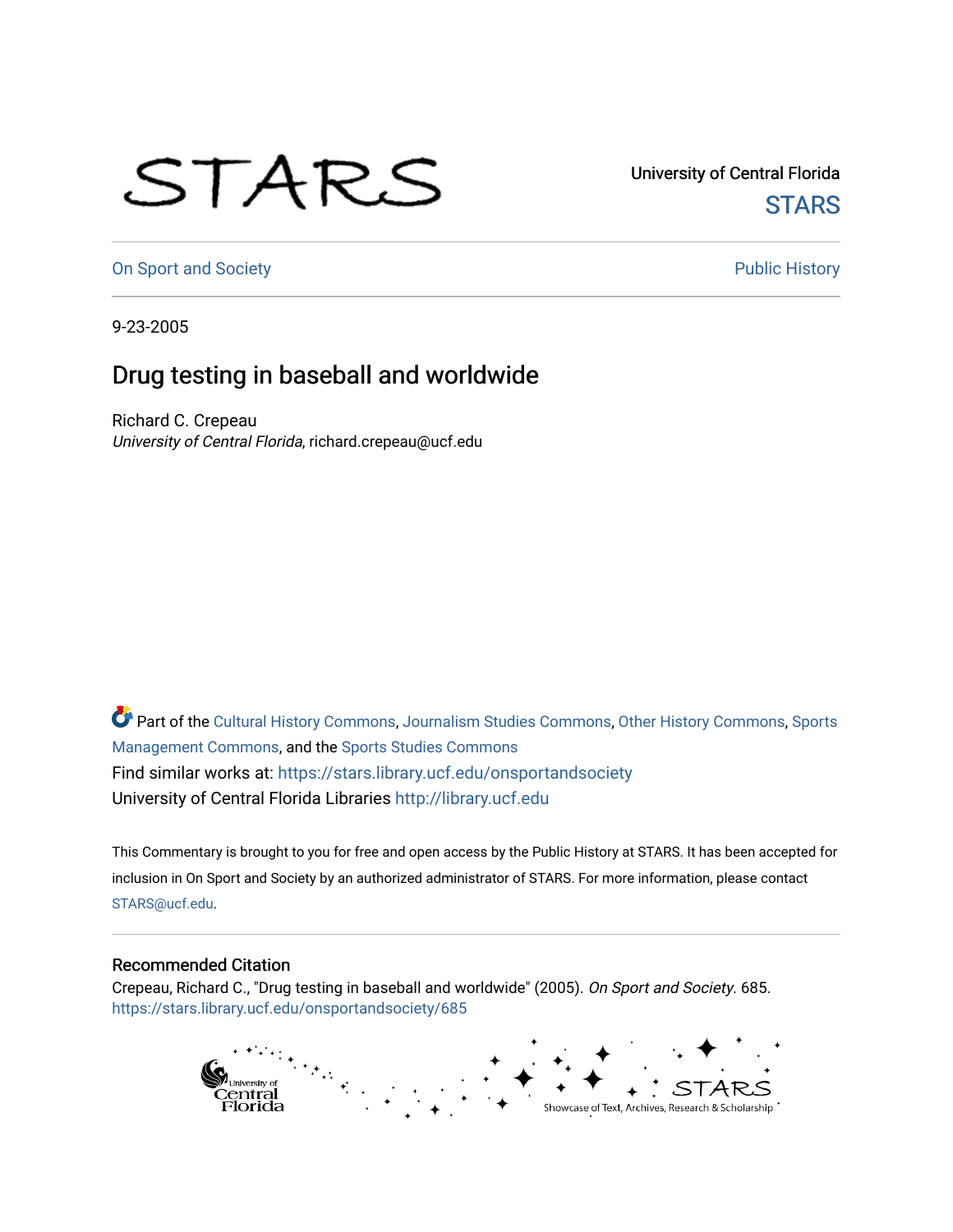University of Central Florida

STARS

On Sport and Society

Public History

9-23-2005

# Drug testing in baseball and worldwide

Richard C. Crepeau
*University of Central Florida*, richard.crepeau@ucf.edu

Part of the Cultural History Commons, Journalism Studies Commons, Other History Commons, Sports Management Commons, and the Sports Studies Commons

Find similar works at: https://stars.library.ucf.edu/onsportandsociety

University of Central Florida Libraries http://library.ucf.edu

This Commentary is brought to you for free and open access by the Public History at STARS. It has been accepted for inclusion in On Sport and Society by an authorized administrator of STARS. For more information, please contact STARS@ucf.edu.

## Recommended Citation

Crepeau, Richard C., "Drug testing in baseball and worldwide" (2005). *On Sport and Society*. 685.
https://stars.library.ucf.edu/onsportandsociety/685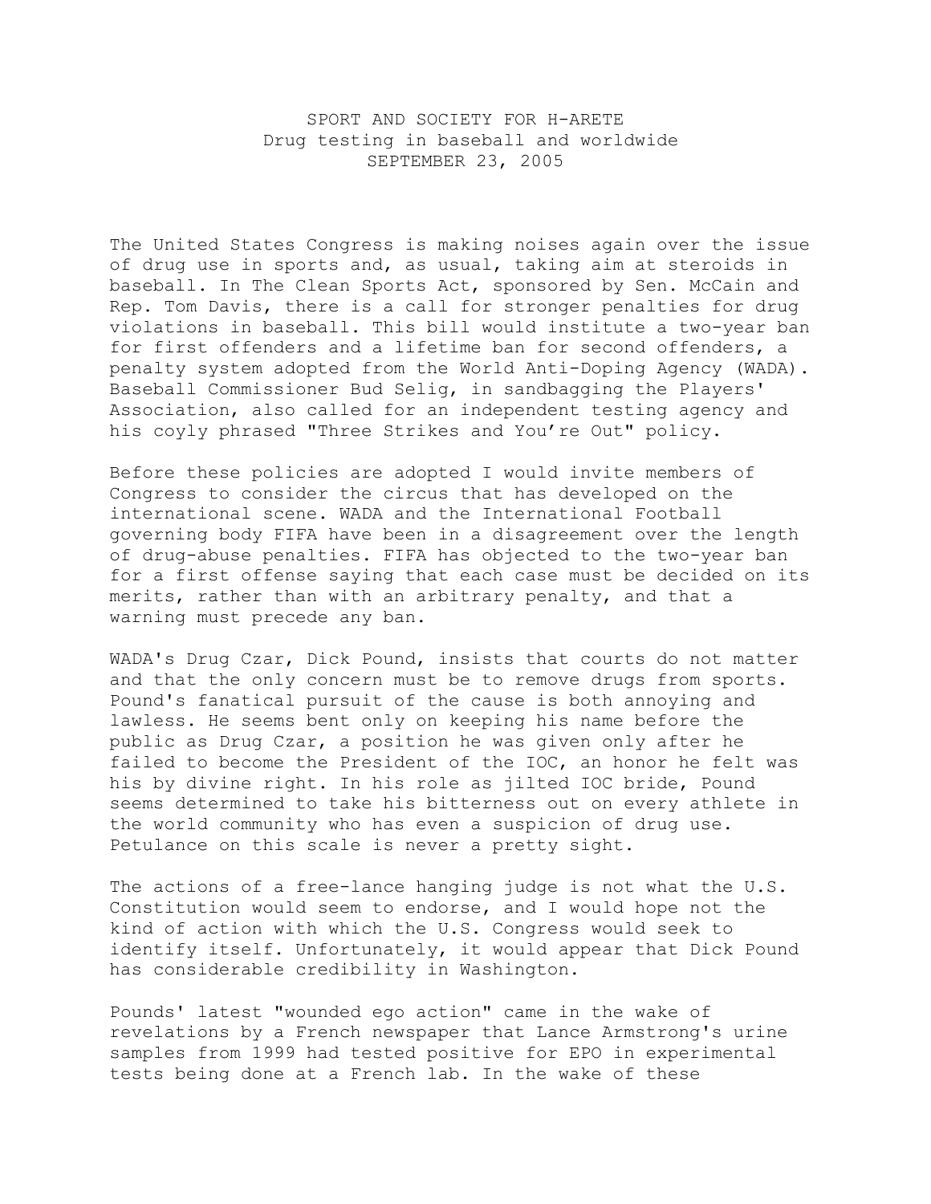SPORT AND SOCIETY FOR H-ARETE
Drug testing in baseball and worldwide
SEPTEMBER 23, 2005

The United States Congress is making noises again over the issue of drug use in sports and, as usual, taking aim at steroids in baseball. In The Clean Sports Act, sponsored by Sen. McCain and Rep. Tom Davis, there is a call for stronger penalties for drug violations in baseball. This bill would institute a two-year ban for first offenders and a lifetime ban for second offenders, a penalty system adopted from the World Anti-Doping Agency (WADA). Baseball Commissioner Bud Selig, in sandbagging the Players' Association, also called for an independent testing agency and his coyly phrased "Three Strikes and You're Out" policy.

Before these policies are adopted I would invite members of Congress to consider the circus that has developed on the international scene. WADA and the International Football governing body FIFA have been in a disagreement over the length of drug-abuse penalties. FIFA has objected to the two-year ban for a first offense saying that each case must be decided on its merits, rather than with an arbitrary penalty, and that a warning must precede any ban.

WADA's Drug Czar, Dick Pound, insists that courts do not matter and that the only concern must be to remove drugs from sports. Pound's fanatical pursuit of the cause is both annoying and lawless. He seems bent only on keeping his name before the public as Drug Czar, a position he was given only after he failed to become the President of the IOC, an honor he felt was his by divine right. In his role as jilted IOC bride, Pound seems determined to take his bitterness out on every athlete in the world community who has even a suspicion of drug use. Petulance on this scale is never a pretty sight.

The actions of a free-lance hanging judge is not what the U.S. Constitution would seem to endorse, and I would hope not the kind of action with which the U.S. Congress would seek to identify itself. Unfortunately, it would appear that Dick Pound has considerable credibility in Washington.

Pounds' latest "wounded ego action" came in the wake of revelations by a French newspaper that Lance Armstrong's urine samples from 1999 had tested positive for EPO in experimental tests being done at a French lab. In the wake of these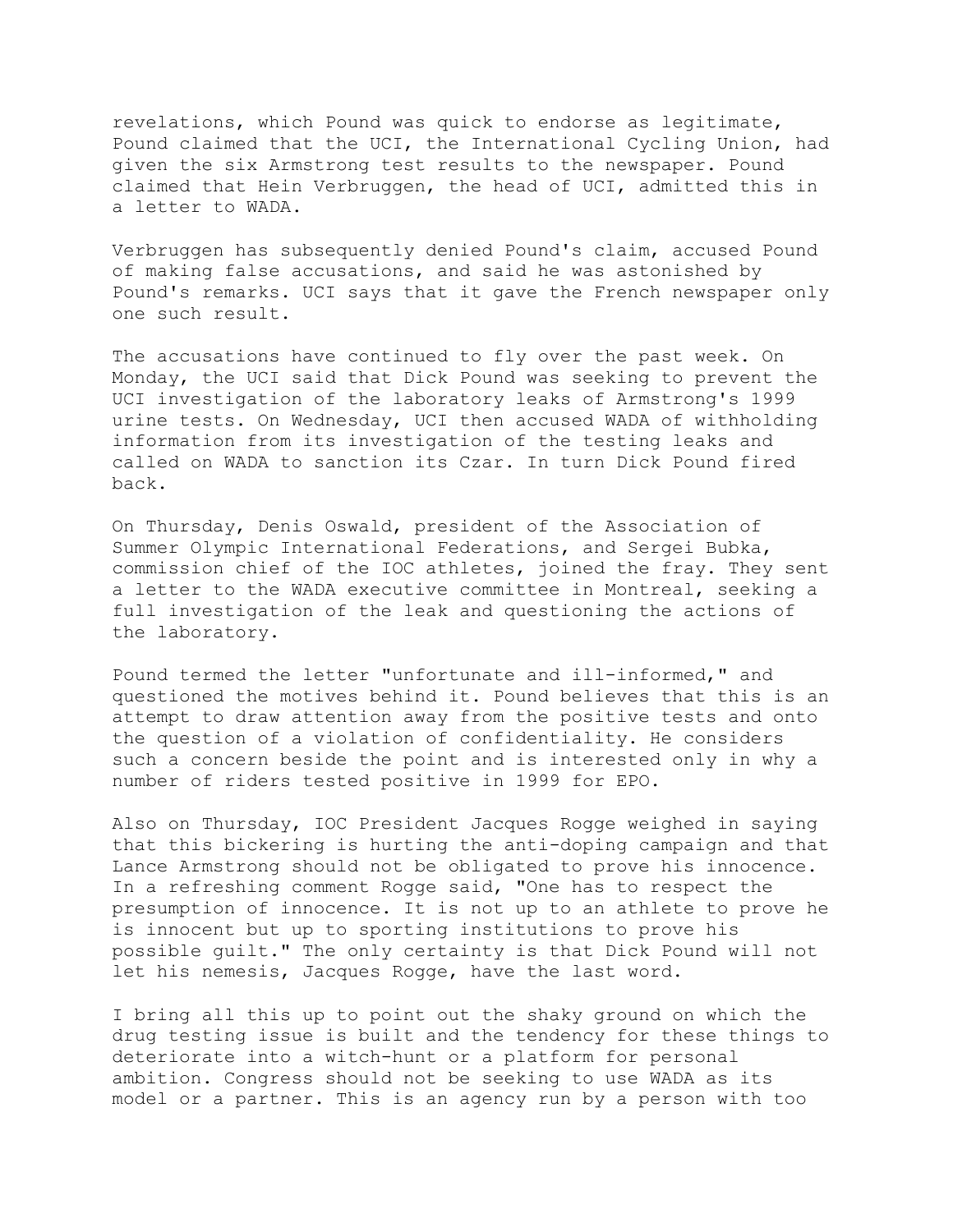revelations, which Pound was quick to endorse as legitimate, Pound claimed that the UCI, the International Cycling Union, had given the six Armstrong test results to the newspaper. Pound claimed that Hein Verbruggen, the head of UCI, admitted this in a letter to WADA.

Verbruggen has subsequently denied Pound's claim, accused Pound of making false accusations, and said he was astonished by Pound's remarks. UCI says that it gave the French newspaper only one such result.

The accusations have continued to fly over the past week. On Monday, the UCI said that Dick Pound was seeking to prevent the UCI investigation of the laboratory leaks of Armstrong's 1999 urine tests. On Wednesday, UCI then accused WADA of withholding information from its investigation of the testing leaks and called on WADA to sanction its Czar. In turn Dick Pound fired back.

On Thursday, Denis Oswald, president of the Association of Summer Olympic International Federations, and Sergei Bubka, commission chief of the IOC athletes, joined the fray. They sent a letter to the WADA executive committee in Montreal, seeking a full investigation of the leak and questioning the actions of the laboratory.

Pound termed the letter "unfortunate and ill-informed," and questioned the motives behind it. Pound believes that this is an attempt to draw attention away from the positive tests and onto the question of a violation of confidentiality. He considers such a concern beside the point and is interested only in why a number of riders tested positive in 1999 for EPO.

Also on Thursday, IOC President Jacques Rogge weighed in saying that this bickering is hurting the anti-doping campaign and that Lance Armstrong should not be obligated to prove his innocence. In a refreshing comment Rogge said, "One has to respect the presumption of innocence. It is not up to an athlete to prove he is innocent but up to sporting institutions to prove his possible guilt." The only certainty is that Dick Pound will not let his nemesis, Jacques Rogge, have the last word.

I bring all this up to point out the shaky ground on which the drug testing issue is built and the tendency for these things to deteriorate into a witch-hunt or a platform for personal ambition. Congress should not be seeking to use WADA as its model or a partner. This is an agency run by a person with too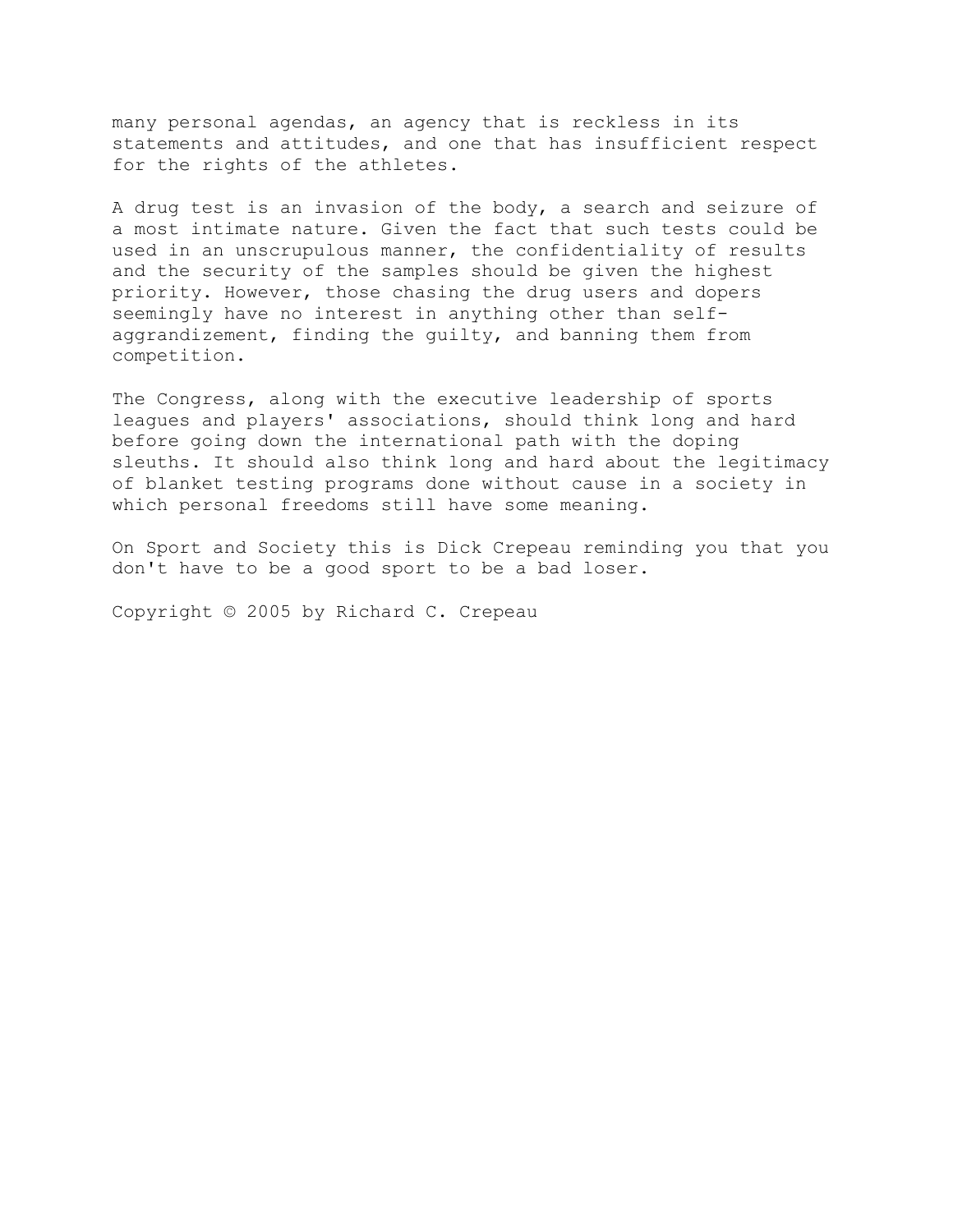many personal agendas, an agency that is reckless in its statements and attitudes, and one that has insufficient respect for the rights of the athletes.

A drug test is an invasion of the body, a search and seizure of a most intimate nature. Given the fact that such tests could be used in an unscrupulous manner, the confidentiality of results and the security of the samples should be given the highest priority. However, those chasing the drug users and dopers seemingly have no interest in anything other than self-aggrandizement, finding the guilty, and banning them from competition.

The Congress, along with the executive leadership of sports leagues and players' associations, should think long and hard before going down the international path with the doping sleuths. It should also think long and hard about the legitimacy of blanket testing programs done without cause in a society in which personal freedoms still have some meaning.

On Sport and Society this is Dick Crepeau reminding you that you don't have to be a good sport to be a bad loser.

Copyright © 2005 by Richard C. Crepeau